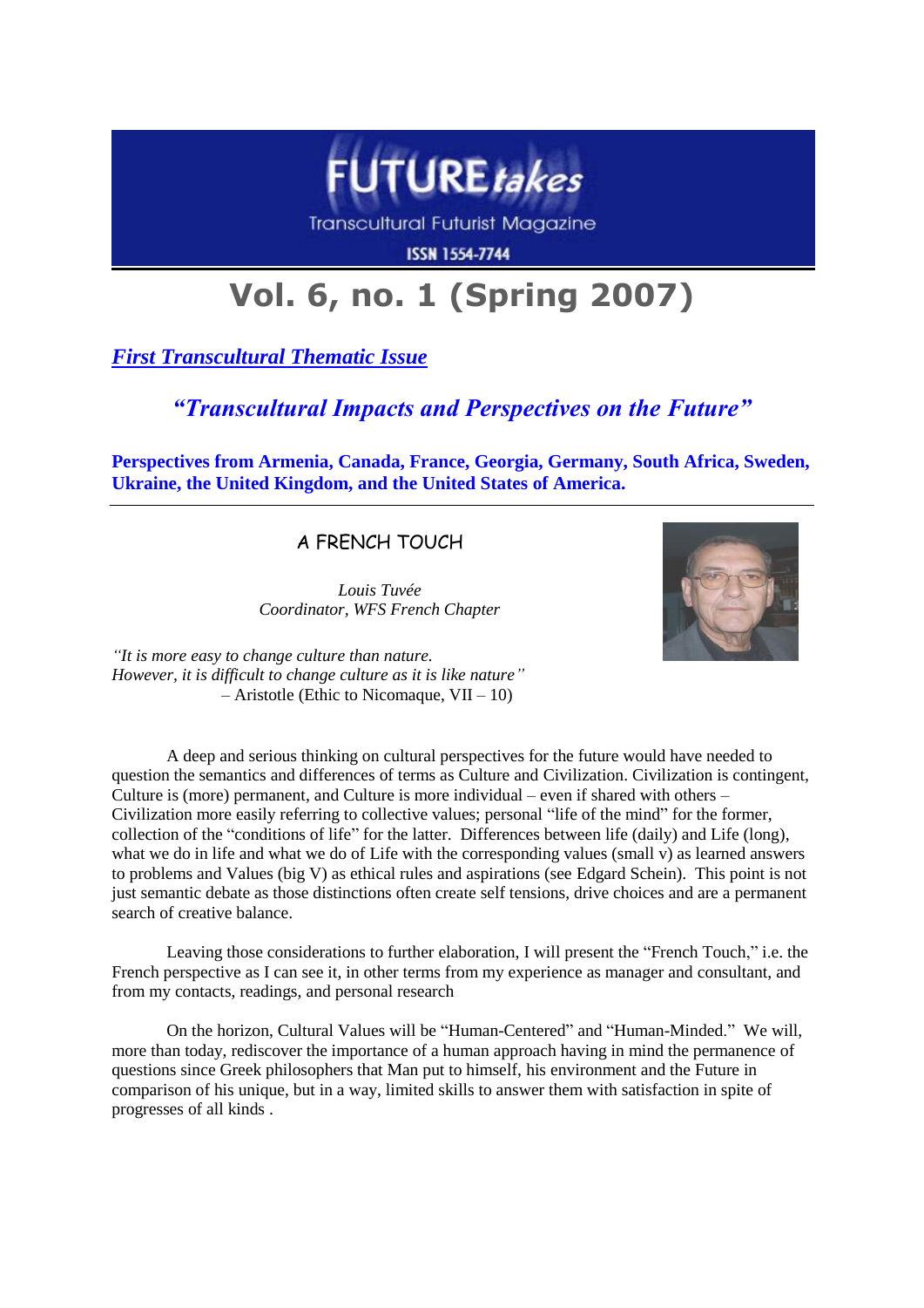# FUTURE takes

Transcultural Futurist Magazine

ISSN 1554-7744

# Vol. 6, no. 1 (Spring 2007)

***First Transcultural Thematic Issue***

## *"Transcultural Impacts and Perspectives on the Future"*

**Perspectives from Armenia, Canada, France, Georgia, Germany, South Africa, Sweden, Ukraine, the United Kingdom, and the United States of America.**

---

## A FRENCH TOUCH

*Louis Tuvée*
*Coordinator, WFS French Chapter*

*"It is more easy to change culture than nature.*
*However, it is difficult to change culture as it is like nature"*
– Aristotle (Ethic to Nicomaque, VII – 10)

A deep and serious thinking on cultural perspectives for the future would have needed to question the semantics and differences of terms as Culture and Civilization. Civilization is contingent, Culture is (more) permanent, and Culture is more individual – even if shared with others – Civilization more easily referring to collective values; personal "life of the mind" for the former, collection of the "conditions of life" for the latter. Differences between life (daily) and Life (long), what we do in life and what we do of Life with the corresponding values (small v) as learned answers to problems and Values (big V) as ethical rules and aspirations (see Edgard Schein). This point is not just semantic debate as those distinctions often create self tensions, drive choices and are a permanent search of creative balance.

Leaving those considerations to further elaboration, I will present the "French Touch," i.e. the French perspective as I can see it, in other terms from my experience as manager and consultant, and from my contacts, readings, and personal research

On the horizon, Cultural Values will be "Human-Centered" and "Human-Minded." We will, more than today, rediscover the importance of a human approach having in mind the permanence of questions since Greek philosophers that Man put to himself, his environment and the Future in comparison of his unique, but in a way, limited skills to answer them with satisfaction in spite of progresses of all kinds .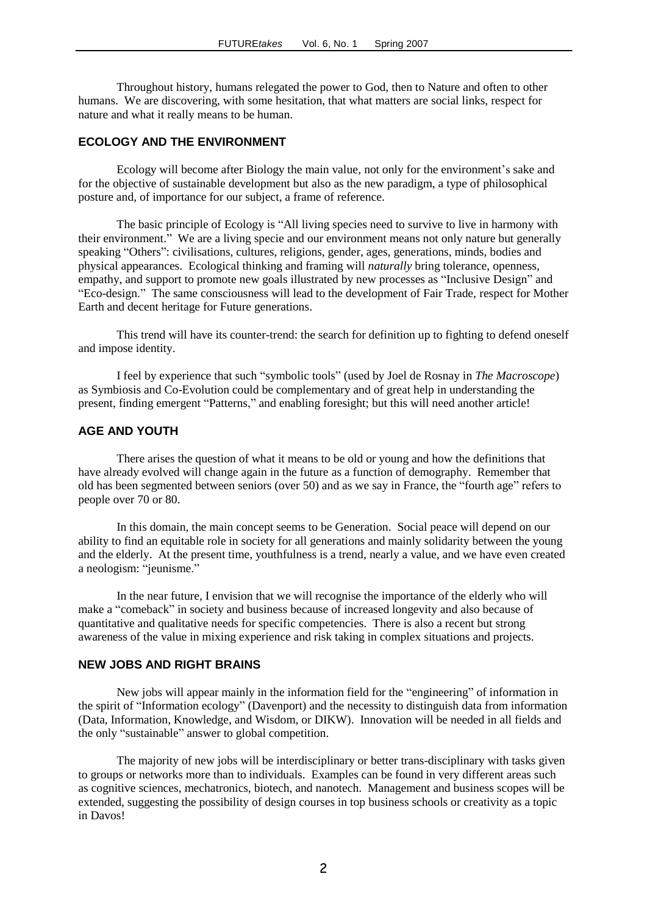Throughout history, humans relegated the power to God, then to Nature and often to other humans. We are discovering, with some hesitation, that what matters are social links, respect for nature and what it really means to be human.

## ECOLOGY AND THE ENVIRONMENT

Ecology will become after Biology the main value, not only for the environment's sake and for the objective of sustainable development but also as the new paradigm, a type of philosophical posture and, of importance for our subject, a frame of reference.

The basic principle of Ecology is "All living species need to survive to live in harmony with their environment." We are a living specie and our environment means not only nature but generally speaking "Others": civilisations, cultures, religions, gender, ages, generations, minds, bodies and physical appearances. Ecological thinking and framing will *naturally* bring tolerance, openness, empathy, and support to promote new goals illustrated by new processes as "Inclusive Design" and "Eco-design." The same consciousness will lead to the development of Fair Trade, respect for Mother Earth and decent heritage for Future generations.

This trend will have its counter-trend: the search for definition up to fighting to defend oneself and impose identity.

I feel by experience that such "symbolic tools" (used by Joel de Rosnay in *The Macroscope*) as Symbiosis and Co-Evolution could be complementary and of great help in understanding the present, finding emergent "Patterns," and enabling foresight; but this will need another article!

## AGE AND YOUTH

There arises the question of what it means to be old or young and how the definitions that have already evolved will change again in the future as a function of demography. Remember that old has been segmented between seniors (over 50) and as we say in France, the "fourth age" refers to people over 70 or 80.

In this domain, the main concept seems to be Generation. Social peace will depend on our ability to find an equitable role in society for all generations and mainly solidarity between the young and the elderly. At the present time, youthfulness is a trend, nearly a value, and we have even created a neologism: "jeunisme."

In the near future, I envision that we will recognise the importance of the elderly who will make a "comeback" in society and business because of increased longevity and also because of quantitative and qualitative needs for specific competencies. There is also a recent but strong awareness of the value in mixing experience and risk taking in complex situations and projects.

## NEW JOBS AND RIGHT BRAINS

New jobs will appear mainly in the information field for the "engineering" of information in the spirit of "Information ecology" (Davenport) and the necessity to distinguish data from information (Data, Information, Knowledge, and Wisdom, or DIKW). Innovation will be needed in all fields and the only "sustainable" answer to global competition.

The majority of new jobs will be interdisciplinary or better trans-disciplinary with tasks given to groups or networks more than to individuals. Examples can be found in very different areas such as cognitive sciences, mechatronics, biotech, and nanotech. Management and business scopes will be extended, suggesting the possibility of design courses in top business schools or creativity as a topic in Davos!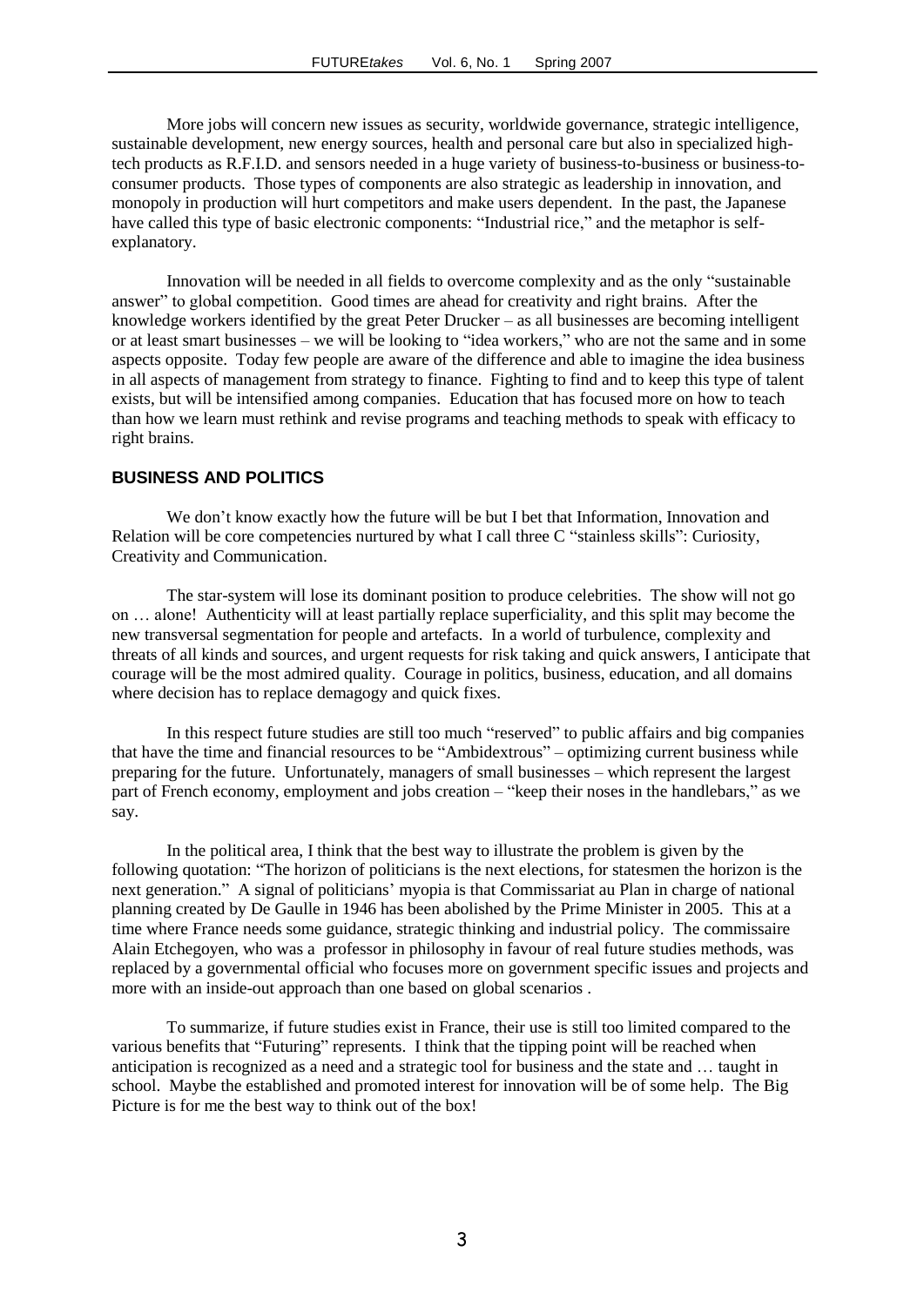More jobs will concern new issues as security, worldwide governance, strategic intelligence, sustainable development, new energy sources, health and personal care but also in specialized high-tech products as R.F.I.D. and sensors needed in a huge variety of business-to-business or business-to-consumer products. Those types of components are also strategic as leadership in innovation, and monopoly in production will hurt competitors and make users dependent. In the past, the Japanese have called this type of basic electronic components: "Industrial rice," and the metaphor is self-explanatory.

Innovation will be needed in all fields to overcome complexity and as the only "sustainable answer" to global competition. Good times are ahead for creativity and right brains. After the knowledge workers identified by the great Peter Drucker – as all businesses are becoming intelligent or at least smart businesses – we will be looking to "idea workers," who are not the same and in some aspects opposite. Today few people are aware of the difference and able to imagine the idea business in all aspects of management from strategy to finance. Fighting to find and to keep this type of talent exists, but will be intensified among companies. Education that has focused more on how to teach than how we learn must rethink and revise programs and teaching methods to speak with efficacy to right brains.

## BUSINESS AND POLITICS

We don't know exactly how the future will be but I bet that Information, Innovation and Relation will be core competencies nurtured by what I call three C "stainless skills": Curiosity, Creativity and Communication.

The star-system will lose its dominant position to produce celebrities. The show will not go on … alone! Authenticity will at least partially replace superficiality, and this split may become the new transversal segmentation for people and artefacts. In a world of turbulence, complexity and threats of all kinds and sources, and urgent requests for risk taking and quick answers, I anticipate that courage will be the most admired quality. Courage in politics, business, education, and all domains where decision has to replace demagogy and quick fixes.

In this respect future studies are still too much "reserved" to public affairs and big companies that have the time and financial resources to be "Ambidextrous" – optimizing current business while preparing for the future. Unfortunately, managers of small businesses – which represent the largest part of French economy, employment and jobs creation – "keep their noses in the handlebars," as we say.

In the political area, I think that the best way to illustrate the problem is given by the following quotation: "The horizon of politicians is the next elections, for statesmen the horizon is the next generation." A signal of politicians' myopia is that Commissariat au Plan in charge of national planning created by De Gaulle in 1946 has been abolished by the Prime Minister in 2005. This at a time where France needs some guidance, strategic thinking and industrial policy. The commissaire Alain Etchegoyen, who was a professor in philosophy in favour of real future studies methods, was replaced by a governmental official who focuses more on government specific issues and projects and more with an inside-out approach than one based on global scenarios .

To summarize, if future studies exist in France, their use is still too limited compared to the various benefits that "Futuring" represents. I think that the tipping point will be reached when anticipation is recognized as a need and a strategic tool for business and the state and … taught in school. Maybe the established and promoted interest for innovation will be of some help. The Big Picture is for me the best way to think out of the box!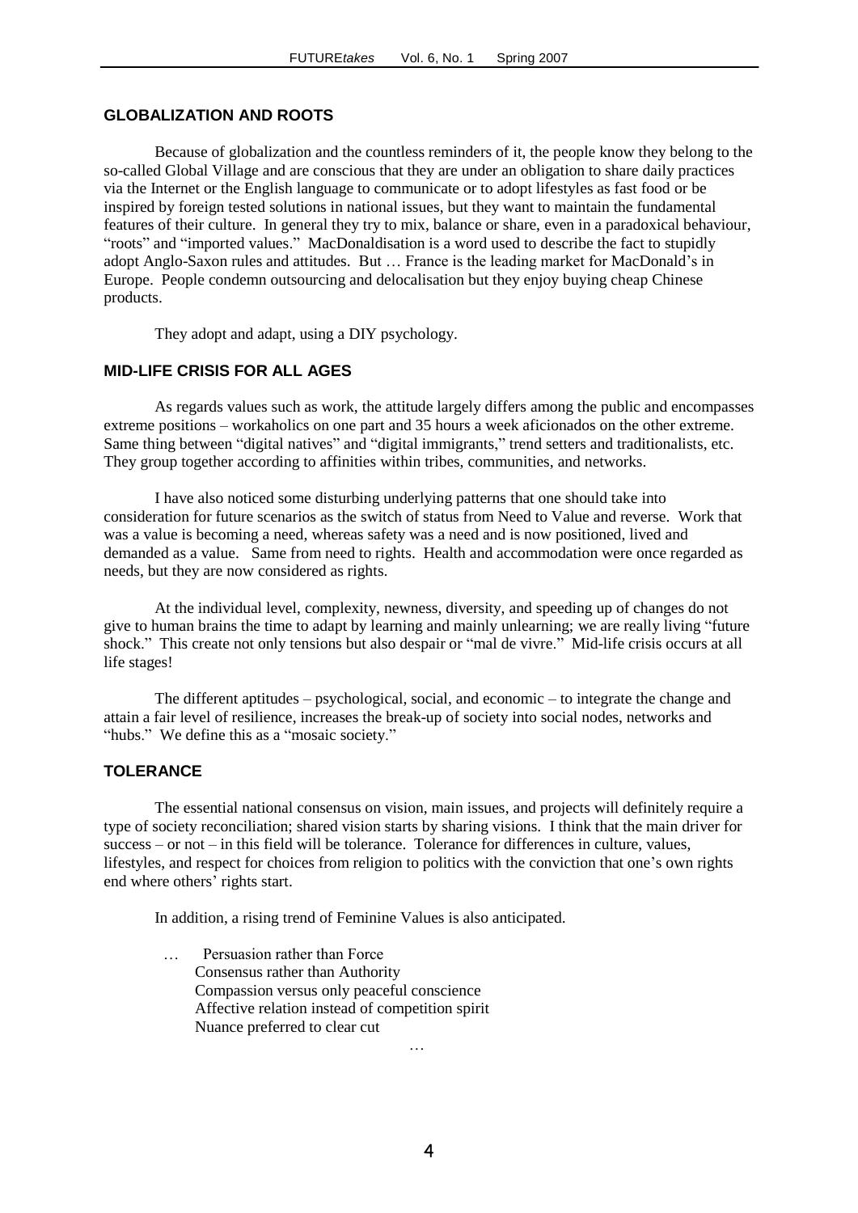## GLOBALIZATION AND ROOTS

Because of globalization and the countless reminders of it, the people know they belong to the so-called Global Village and are conscious that they are under an obligation to share daily practices via the Internet or the English language to communicate or to adopt lifestyles as fast food or be inspired by foreign tested solutions in national issues, but they want to maintain the fundamental features of their culture. In general they try to mix, balance or share, even in a paradoxical behaviour, "roots" and "imported values." MacDonaldisation is a word used to describe the fact to stupidly adopt Anglo-Saxon rules and attitudes. But … France is the leading market for MacDonald's in Europe. People condemn outsourcing and delocalisation but they enjoy buying cheap Chinese products.

They adopt and adapt, using a DIY psychology.

## MID-LIFE CRISIS FOR ALL AGES

As regards values such as work, the attitude largely differs among the public and encompasses extreme positions – workaholics on one part and 35 hours a week aficionados on the other extreme. Same thing between "digital natives" and "digital immigrants," trend setters and traditionalists, etc. They group together according to affinities within tribes, communities, and networks.

I have also noticed some disturbing underlying patterns that one should take into consideration for future scenarios as the switch of status from Need to Value and reverse. Work that was a value is becoming a need, whereas safety was a need and is now positioned, lived and demanded as a value. Same from need to rights. Health and accommodation were once regarded as needs, but they are now considered as rights.

At the individual level, complexity, newness, diversity, and speeding up of changes do not give to human brains the time to adapt by learning and mainly unlearning; we are really living "future shock." This create not only tensions but also despair or "mal de vivre." Mid-life crisis occurs at all life stages!

The different aptitudes – psychological, social, and economic – to integrate the change and attain a fair level of resilience, increases the break-up of society into social nodes, networks and "hubs." We define this as a "mosaic society."

## TOLERANCE

The essential national consensus on vision, main issues, and projects will definitely require a type of society reconciliation; shared vision starts by sharing visions. I think that the main driver for success – or not – in this field will be tolerance. Tolerance for differences in culture, values, lifestyles, and respect for choices from religion to politics with the conviction that one's own rights end where others' rights start.

In addition, a rising trend of Feminine Values is also anticipated.

… Persuasion rather than Force
Consensus rather than Authority
Compassion versus only peaceful conscience
Affective relation instead of competition spirit
Nuance preferred to clear cut

…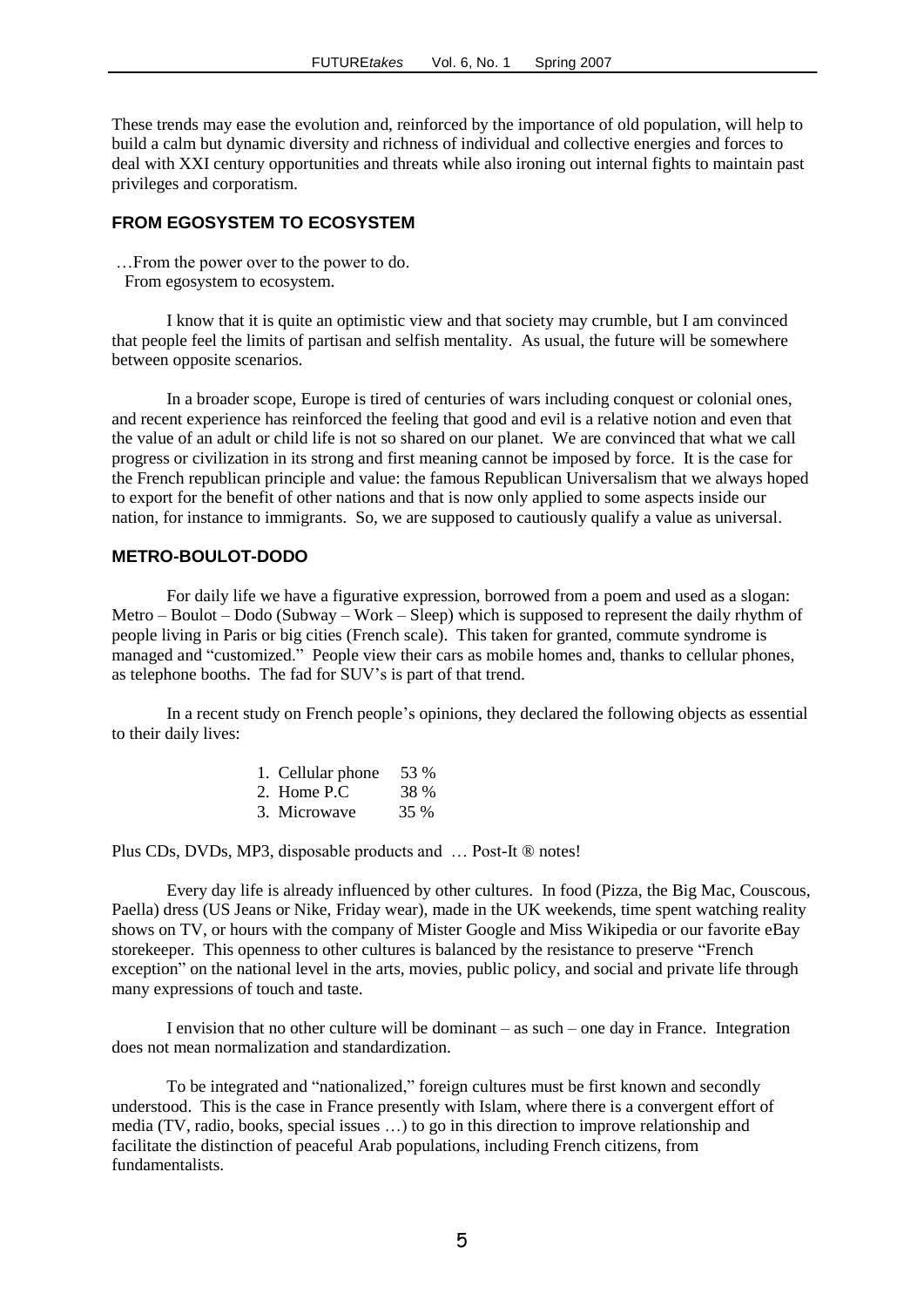These trends may ease the evolution and, reinforced by the importance of old population, will help to build a calm but dynamic diversity and richness of individual and collective energies and forces to deal with XXI century opportunities and threats while also ironing out internal fights to maintain past privileges and corporatism.

## FROM EGOSYSTEM TO ECOSYSTEM

…From the power over to the power to do.
From egosystem to ecosystem.

I know that it is quite an optimistic view and that society may crumble, but I am convinced that people feel the limits of partisan and selfish mentality. As usual, the future will be somewhere between opposite scenarios.

In a broader scope, Europe is tired of centuries of wars including conquest or colonial ones, and recent experience has reinforced the feeling that good and evil is a relative notion and even that the value of an adult or child life is not so shared on our planet. We are convinced that what we call progress or civilization in its strong and first meaning cannot be imposed by force. It is the case for the French republican principle and value: the famous Republican Universalism that we always hoped to export for the benefit of other nations and that is now only applied to some aspects inside our nation, for instance to immigrants. So, we are supposed to cautiously qualify a value as universal.

## METRO-BOULOT-DODO

For daily life we have a figurative expression, borrowed from a poem and used as a slogan: Metro – Boulot – Dodo (Subway – Work – Sleep) which is supposed to represent the daily rhythm of people living in Paris or big cities (French scale). This taken for granted, commute syndrome is managed and "customized." People view their cars as mobile homes and, thanks to cellular phones, as telephone booths. The fad for SUV's is part of that trend.

In a recent study on French people's opinions, they declared the following objects as essential to their daily lives:

1. Cellular phone 53 %
2. Home P.C 38 %
3. Microwave 35 %

Plus CDs, DVDs, MP3, disposable products and … Post-It ® notes!

Every day life is already influenced by other cultures. In food (Pizza, the Big Mac, Couscous, Paella) dress (US Jeans or Nike, Friday wear), made in the UK weekends, time spent watching reality shows on TV, or hours with the company of Mister Google and Miss Wikipedia or our favorite eBay storekeeper. This openness to other cultures is balanced by the resistance to preserve "French exception" on the national level in the arts, movies, public policy, and social and private life through many expressions of touch and taste.

I envision that no other culture will be dominant – as such – one day in France. Integration does not mean normalization and standardization.

To be integrated and "nationalized," foreign cultures must be first known and secondly understood. This is the case in France presently with Islam, where there is a convergent effort of media (TV, radio, books, special issues …) to go in this direction to improve relationship and facilitate the distinction of peaceful Arab populations, including French citizens, from fundamentalists.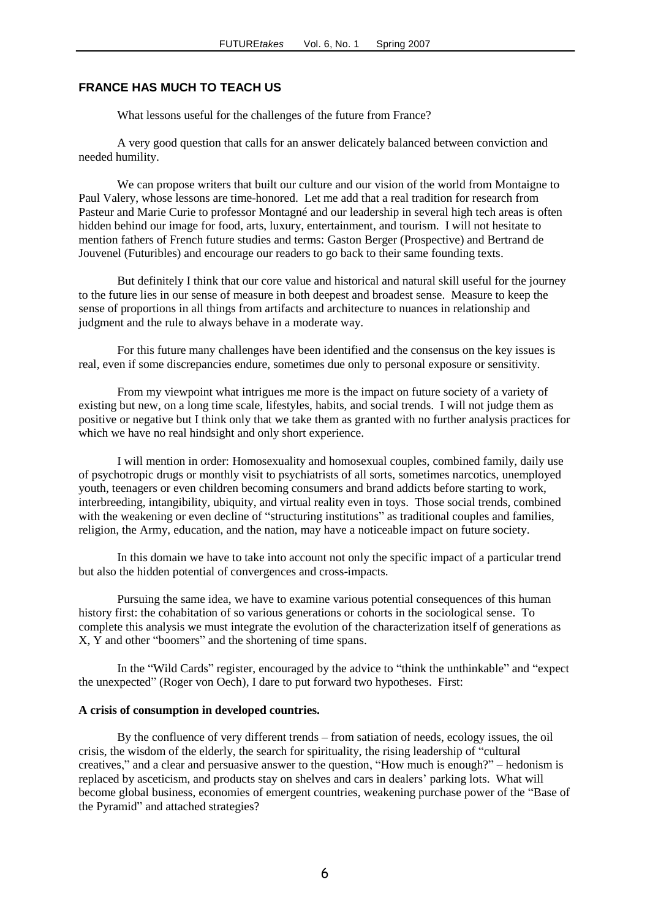## FRANCE HAS MUCH TO TEACH US

What lessons useful for the challenges of the future from France?

A very good question that calls for an answer delicately balanced between conviction and needed humility.

We can propose writers that built our culture and our vision of the world from Montaigne to Paul Valery, whose lessons are time-honored. Let me add that a real tradition for research from Pasteur and Marie Curie to professor Montagné and our leadership in several high tech areas is often hidden behind our image for food, arts, luxury, entertainment, and tourism. I will not hesitate to mention fathers of French future studies and terms: Gaston Berger (Prospective) and Bertrand de Jouvenel (Futuribles) and encourage our readers to go back to their same founding texts.

But definitely I think that our core value and historical and natural skill useful for the journey to the future lies in our sense of measure in both deepest and broadest sense. Measure to keep the sense of proportions in all things from artifacts and architecture to nuances in relationship and judgment and the rule to always behave in a moderate way.

For this future many challenges have been identified and the consensus on the key issues is real, even if some discrepancies endure, sometimes due only to personal exposure or sensitivity.

From my viewpoint what intrigues me more is the impact on future society of a variety of existing but new, on a long time scale, lifestyles, habits, and social trends. I will not judge them as positive or negative but I think only that we take them as granted with no further analysis practices for which we have no real hindsight and only short experience.

I will mention in order: Homosexuality and homosexual couples, combined family, daily use of psychotropic drugs or monthly visit to psychiatrists of all sorts, sometimes narcotics, unemployed youth, teenagers or even children becoming consumers and brand addicts before starting to work, interbreeding, intangibility, ubiquity, and virtual reality even in toys. Those social trends, combined with the weakening or even decline of "structuring institutions" as traditional couples and families, religion, the Army, education, and the nation, may have a noticeable impact on future society.

In this domain we have to take into account not only the specific impact of a particular trend but also the hidden potential of convergences and cross-impacts.

Pursuing the same idea, we have to examine various potential consequences of this human history first: the cohabitation of so various generations or cohorts in the sociological sense. To complete this analysis we must integrate the evolution of the characterization itself of generations as X, Y and other "boomers" and the shortening of time spans.

In the "Wild Cards" register, encouraged by the advice to "think the unthinkable" and "expect the unexpected" (Roger von Oech), I dare to put forward two hypotheses. First:

**A crisis of consumption in developed countries.**

By the confluence of very different trends – from satiation of needs, ecology issues, the oil crisis, the wisdom of the elderly, the search for spirituality, the rising leadership of "cultural creatives," and a clear and persuasive answer to the question, "How much is enough?" – hedonism is replaced by asceticism, and products stay on shelves and cars in dealers' parking lots. What will become global business, economies of emergent countries, weakening purchase power of the "Base of the Pyramid" and attached strategies?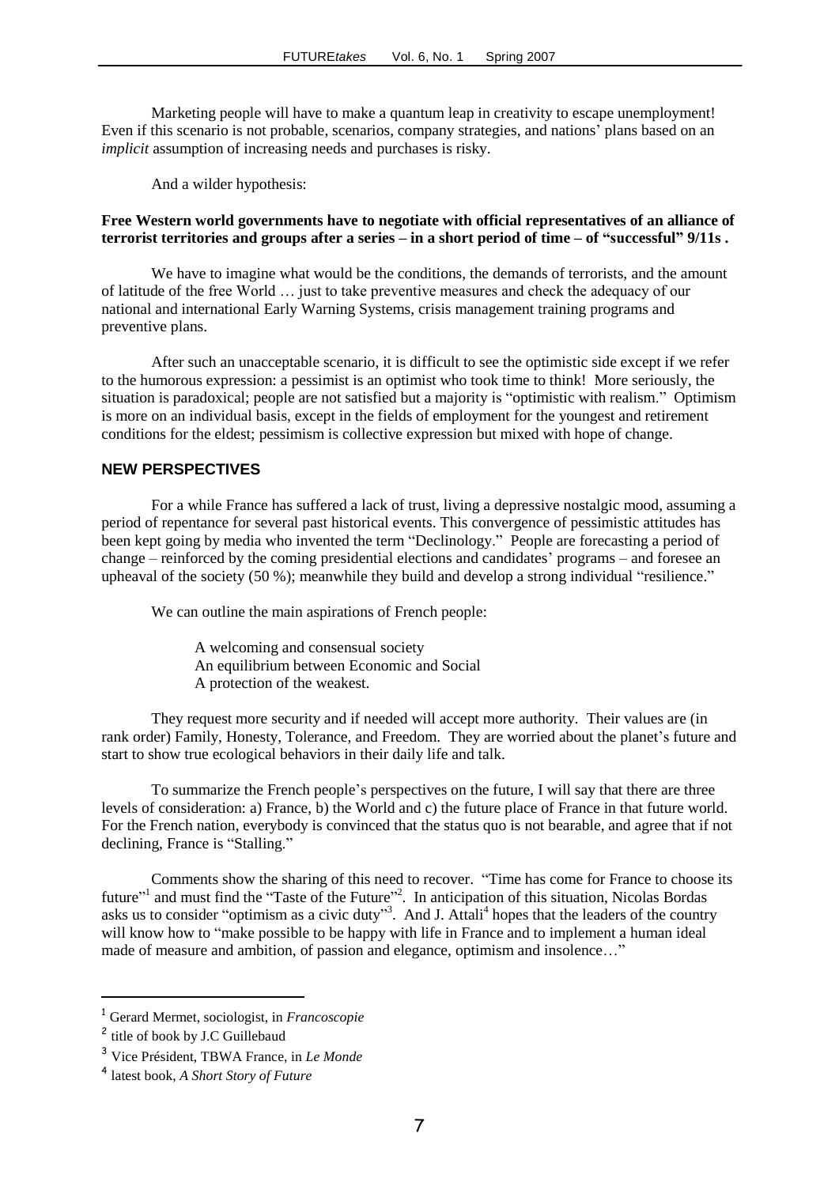Marketing people will have to make a quantum leap in creativity to escape unemployment! Even if this scenario is not probable, scenarios, company strategies, and nations' plans based on an *implicit* assumption of increasing needs and purchases is risky.

And a wilder hypothesis:

**Free Western world governments have to negotiate with official representatives of an alliance of terrorist territories and groups after a series – in a short period of time – of "successful" 9/11s .**

We have to imagine what would be the conditions, the demands of terrorists, and the amount of latitude of the free World … just to take preventive measures and check the adequacy of our national and international Early Warning Systems, crisis management training programs and preventive plans.

After such an unacceptable scenario, it is difficult to see the optimistic side except if we refer to the humorous expression: a pessimist is an optimist who took time to think! More seriously, the situation is paradoxical; people are not satisfied but a majority is "optimistic with realism." Optimism is more on an individual basis, except in the fields of employment for the youngest and retirement conditions for the eldest; pessimism is collective expression but mixed with hope of change.

## NEW PERSPECTIVES

For a while France has suffered a lack of trust, living a depressive nostalgic mood, assuming a period of repentance for several past historical events. This convergence of pessimistic attitudes has been kept going by media who invented the term "Declinology." People are forecasting a period of change – reinforced by the coming presidential elections and candidates' programs – and foresee an upheaval of the society (50 %); meanwhile they build and develop a strong individual "resilience."

We can outline the main aspirations of French people:

A welcoming and consensual society
An equilibrium between Economic and Social
A protection of the weakest.

They request more security and if needed will accept more authority. Their values are (in rank order) Family, Honesty, Tolerance, and Freedom. They are worried about the planet's future and start to show true ecological behaviors in their daily life and talk.

To summarize the French people's perspectives on the future, I will say that there are three levels of consideration: a) France, b) the World and c) the future place of France in that future world. For the French nation, everybody is convinced that the status quo is not bearable, and agree that if not declining, France is "Stalling."

Comments show the sharing of this need to recover. "Time has come for France to choose its future"[1] and must find the "Taste of the Future"[2]. In anticipation of this situation, Nicolas Bordas asks us to consider "optimism as a civic duty"[3]. And J. Attali[4] hopes that the leaders of the country will know how to "make possible to be happy with life in France and to implement a human ideal made of measure and ambition, of passion and elegance, optimism and insolence…"

---

[1] Gerard Mermet, sociologist, in *Francoscopie*

[2] title of book by J.C Guillebaud

[3] Vice Président, TBWA France, in *Le Monde*

[4] latest book, *A Short Story of Future*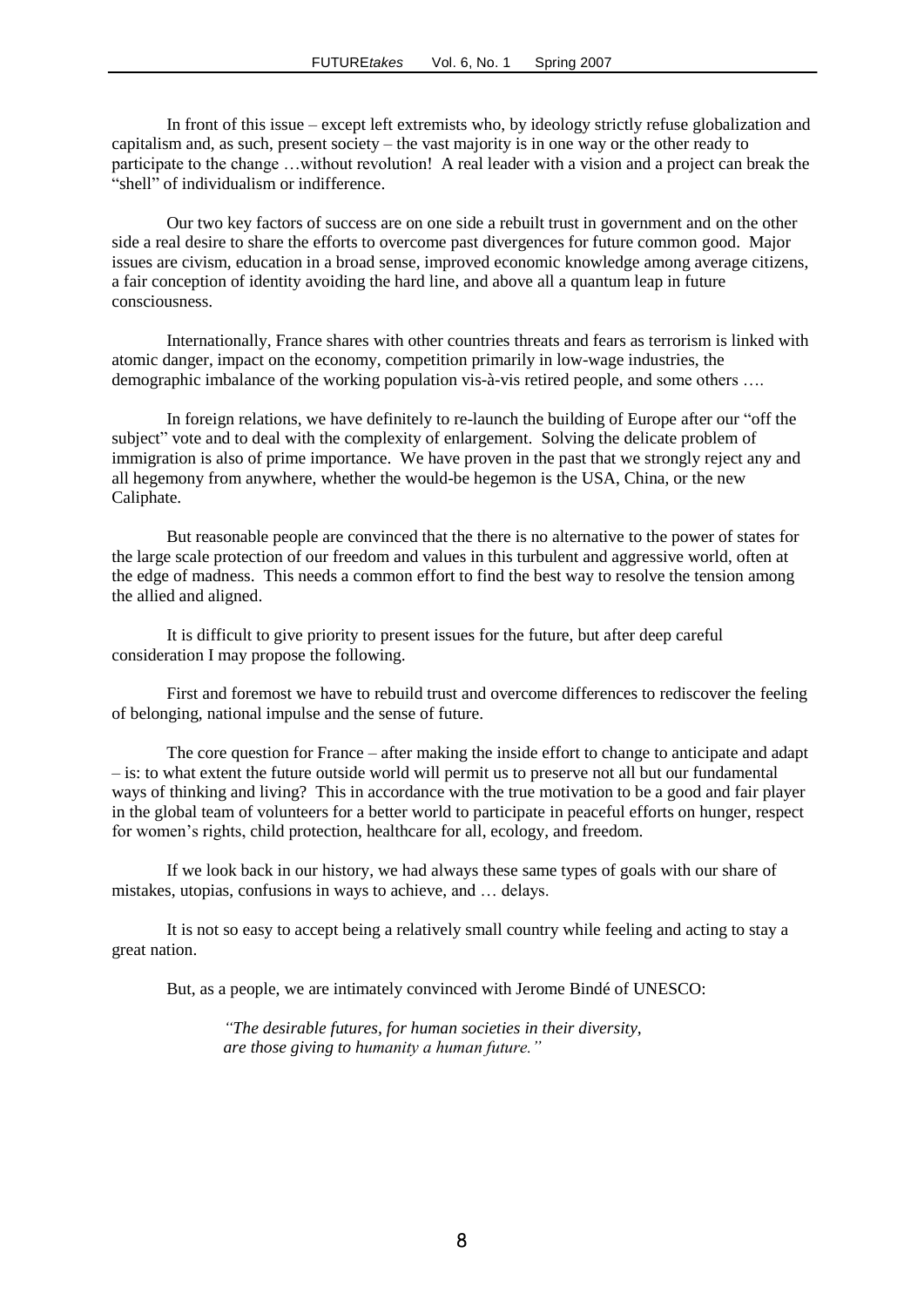In front of this issue – except left extremists who, by ideology strictly refuse globalization and capitalism and, as such, present society – the vast majority is in one way or the other ready to participate to the change …without revolution! A real leader with a vision and a project can break the "shell" of individualism or indifference.

Our two key factors of success are on one side a rebuilt trust in government and on the other side a real desire to share the efforts to overcome past divergences for future common good. Major issues are civism, education in a broad sense, improved economic knowledge among average citizens, a fair conception of identity avoiding the hard line, and above all a quantum leap in future consciousness.

Internationally, France shares with other countries threats and fears as terrorism is linked with atomic danger, impact on the economy, competition primarily in low-wage industries, the demographic imbalance of the working population vis-à-vis retired people, and some others ….

In foreign relations, we have definitely to re-launch the building of Europe after our "off the subject" vote and to deal with the complexity of enlargement. Solving the delicate problem of immigration is also of prime importance. We have proven in the past that we strongly reject any and all hegemony from anywhere, whether the would-be hegemon is the USA, China, or the new Caliphate.

But reasonable people are convinced that the there is no alternative to the power of states for the large scale protection of our freedom and values in this turbulent and aggressive world, often at the edge of madness. This needs a common effort to find the best way to resolve the tension among the allied and aligned.

It is difficult to give priority to present issues for the future, but after deep careful consideration I may propose the following.

First and foremost we have to rebuild trust and overcome differences to rediscover the feeling of belonging, national impulse and the sense of future.

The core question for France – after making the inside effort to change to anticipate and adapt – is: to what extent the future outside world will permit us to preserve not all but our fundamental ways of thinking and living? This in accordance with the true motivation to be a good and fair player in the global team of volunteers for a better world to participate in peaceful efforts on hunger, respect for women's rights, child protection, healthcare for all, ecology, and freedom.

If we look back in our history, we had always these same types of goals with our share of mistakes, utopias, confusions in ways to achieve, and … delays.

It is not so easy to accept being a relatively small country while feeling and acting to stay a great nation.

But, as a people, we are intimately convinced with Jerome Bindé of UNESCO:

> *"The desirable futures, for human societies in their diversity, are those giving to humanity a human future."*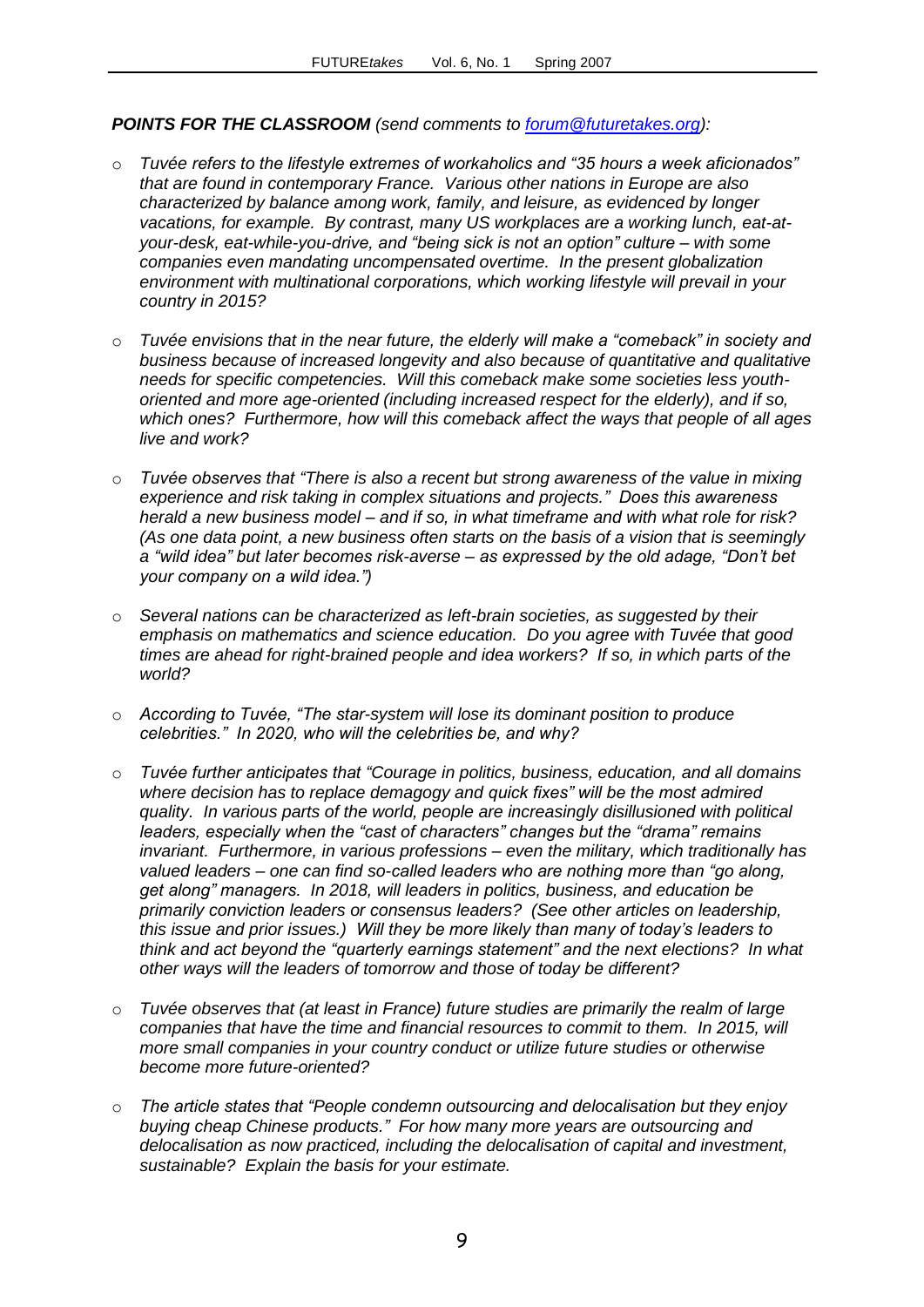***POINTS FOR THE CLASSROOM*** *(send comments to [forum@futuretakes.org](mailto:forum@futuretakes.org)):*

- *Tuvée refers to the lifestyle extremes of workaholics and "35 hours a week aficionados" that are found in contemporary France. Various other nations in Europe are also characterized by balance among work, family, and leisure, as evidenced by longer vacations, for example. By contrast, many US workplaces are a working lunch, eat-at-your-desk, eat-while-you-drive, and "being sick is not an option" culture – with some companies even mandating uncompensated overtime. In the present globalization environment with multinational corporations, which working lifestyle will prevail in your country in 2015?*

- *Tuvée envisions that in the near future, the elderly will make a "comeback" in society and business because of increased longevity and also because of quantitative and qualitative needs for specific competencies. Will this comeback make some societies less youth-oriented and more age-oriented (including increased respect for the elderly), and if so, which ones? Furthermore, how will this comeback affect the ways that people of all ages live and work?*

- *Tuvée observes that "There is also a recent but strong awareness of the value in mixing experience and risk taking in complex situations and projects." Does this awareness herald a new business model – and if so, in what timeframe and with what role for risk? (As one data point, a new business often starts on the basis of a vision that is seemingly a "wild idea" but later becomes risk-averse – as expressed by the old adage, "Don't bet your company on a wild idea.")*

- *Several nations can be characterized as left-brain societies, as suggested by their emphasis on mathematics and science education. Do you agree with Tuvée that good times are ahead for right-brained people and idea workers? If so, in which parts of the world?*

- *According to Tuvée, "The star-system will lose its dominant position to produce celebrities." In 2020, who will the celebrities be, and why?*

- *Tuvée further anticipates that "Courage in politics, business, education, and all domains where decision has to replace demagogy and quick fixes" will be the most admired quality. In various parts of the world, people are increasingly disillusioned with political leaders, especially when the "cast of characters" changes but the "drama" remains invariant. Furthermore, in various professions – even the military, which traditionally has valued leaders – one can find so-called leaders who are nothing more than "go along, get along" managers. In 2018, will leaders in politics, business, and education be primarily conviction leaders or consensus leaders? (See other articles on leadership, this issue and prior issues.) Will they be more likely than many of today's leaders to think and act beyond the "quarterly earnings statement" and the next elections? In what other ways will the leaders of tomorrow and those of today be different?*

- *Tuvée observes that (at least in France) future studies are primarily the realm of large companies that have the time and financial resources to commit to them. In 2015, will more small companies in your country conduct or utilize future studies or otherwise become more future-oriented?*

- *The article states that "People condemn outsourcing and delocalisation but they enjoy buying cheap Chinese products." For how many more years are outsourcing and delocalisation as now practiced, including the delocalisation of capital and investment, sustainable? Explain the basis for your estimate.*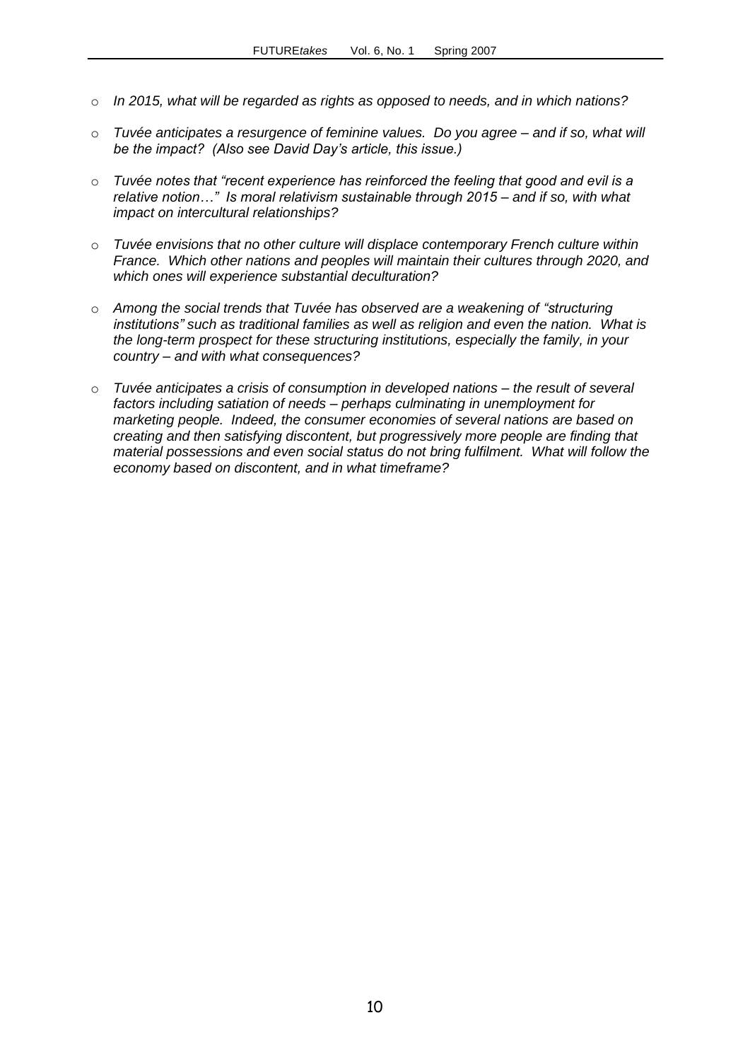- *In 2015, what will be regarded as rights as opposed to needs, and in which nations?*
- *Tuvée anticipates a resurgence of feminine values. Do you agree – and if so, what will be the impact? (Also see David Day's article, this issue.)*
- *Tuvée notes that "recent experience has reinforced the feeling that good and evil is a relative notion…" Is moral relativism sustainable through 2015 – and if so, with what impact on intercultural relationships?*
- *Tuvée envisions that no other culture will displace contemporary French culture within France. Which other nations and peoples will maintain their cultures through 2020, and which ones will experience substantial deculturation?*
- *Among the social trends that Tuvée has observed are a weakening of "structuring institutions" such as traditional families as well as religion and even the nation. What is the long-term prospect for these structuring institutions, especially the family, in your country – and with what consequences?*
- *Tuvée anticipates a crisis of consumption in developed nations – the result of several factors including satiation of needs – perhaps culminating in unemployment for marketing people. Indeed, the consumer economies of several nations are based on creating and then satisfying discontent, but progressively more people are finding that material possessions and even social status do not bring fulfilment. What will follow the economy based on discontent, and in what timeframe?*